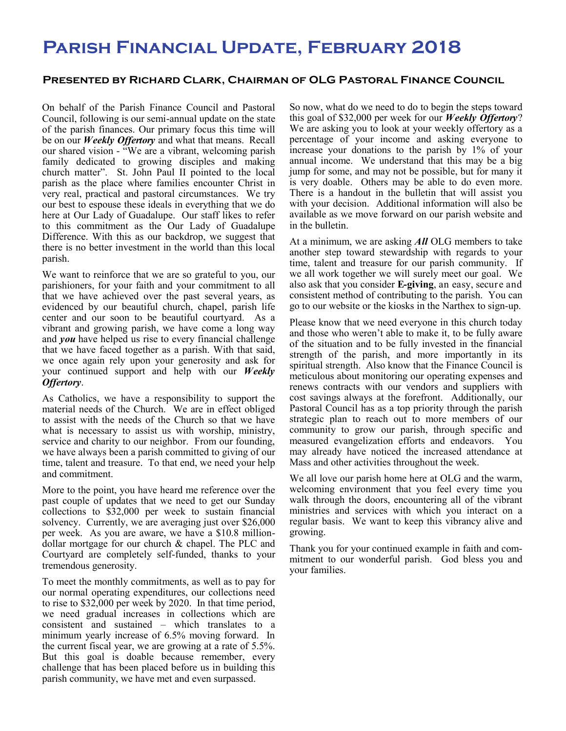# Parish Financial Update, February 2018

## Presented by Richard Clark, Chairman of OLG Pastoral Finance Council

On behalf of the Parish Finance Council and Pastoral Council, following is our semi-annual update on the state of the parish finances. Our primary focus this time will be on our ***Weekly Offertory*** and what that means. Recall our shared vision - "We are a vibrant, welcoming parish family dedicated to growing disciples and making church matter". St. John Paul II pointed to the local parish as the place where families encounter Christ in very real, practical and pastoral circumstances. We try our best to espouse these ideals in everything that we do here at Our Lady of Guadalupe. Our staff likes to refer to this commitment as the Our Lady of Guadalupe Difference. With this as our backdrop, we suggest that there is no better investment in the world than this local parish.

We want to reinforce that we are so grateful to you, our parishioners, for your faith and your commitment to all that we have achieved over the past several years, as evidenced by our beautiful church, chapel, parish life center and our soon to be beautiful courtyard. As a vibrant and growing parish, we have come a long way and ***you*** have helped us rise to every financial challenge that we have faced together as a parish. With that said, we once again rely upon your generosity and ask for your continued support and help with our ***Weekly Offertory***.

As Catholics, we have a responsibility to support the material needs of the Church. We are in effect obliged to assist with the needs of the Church so that we have what is necessary to assist us with worship, ministry, service and charity to our neighbor. From our founding, we have always been a parish committed to giving of our time, talent and treasure. To that end, we need your help and commitment.

More to the point, you have heard me reference over the past couple of updates that we need to get our Sunday collections to $32,000 per week to sustain financial solvency. Currently, we are averaging just over $26,000 per week. As you are aware, we have a $10.8 million-dollar mortgage for our church & chapel. The PLC and Courtyard are completely self-funded, thanks to your tremendous generosity.

To meet the monthly commitments, as well as to pay for our normal operating expenditures, our collections need to rise to $32,000 per week by 2020. In that time period, we need gradual increases in collections which are consistent and sustained – which translates to a minimum yearly increase of 6.5% moving forward. In the current fiscal year, we are growing at a rate of 5.5%. But this goal is doable because remember, every challenge that has been placed before us in building this parish community, we have met and even surpassed.

So now, what do we need to do to begin the steps toward this goal of $32,000 per week for our ***Weekly Offertory***? We are asking you to look at your weekly offertory as a percentage of your income and asking everyone to increase your donations to the parish by 1% of your annual income. We understand that this may be a big jump for some, and may not be possible, but for many it is very doable. Others may be able to do even more. There is a handout in the bulletin that will assist you with your decision. Additional information will also be available as we move forward on our parish website and in the bulletin.

At a minimum, we are asking ***All*** OLG members to take another step toward stewardship with regards to your time, talent and treasure for our parish community. If we all work together we will surely meet our goal. We also ask that you consider **E-giving**, an easy, secure and consistent method of contributing to the parish. You can go to our website or the kiosks in the Narthex to sign-up.

Please know that we need everyone in this church today and those who weren't able to make it, to be fully aware of the situation and to be fully invested in the financial strength of the parish, and more importantly in its spiritual strength. Also know that the Finance Council is meticulous about monitoring our operating expenses and renews contracts with our vendors and suppliers with cost savings always at the forefront. Additionally, our Pastoral Council has as a top priority through the parish strategic plan to reach out to more members of our community to grow our parish, through specific and measured evangelization efforts and endeavors. You may already have noticed the increased attendance at Mass and other activities throughout the week.

We all love our parish home here at OLG and the warm, welcoming environment that you feel every time you walk through the doors, encountering all of the vibrant ministries and services with which you interact on a regular basis. We want to keep this vibrancy alive and growing.

Thank you for your continued example in faith and commitment to our wonderful parish. God bless you and your families.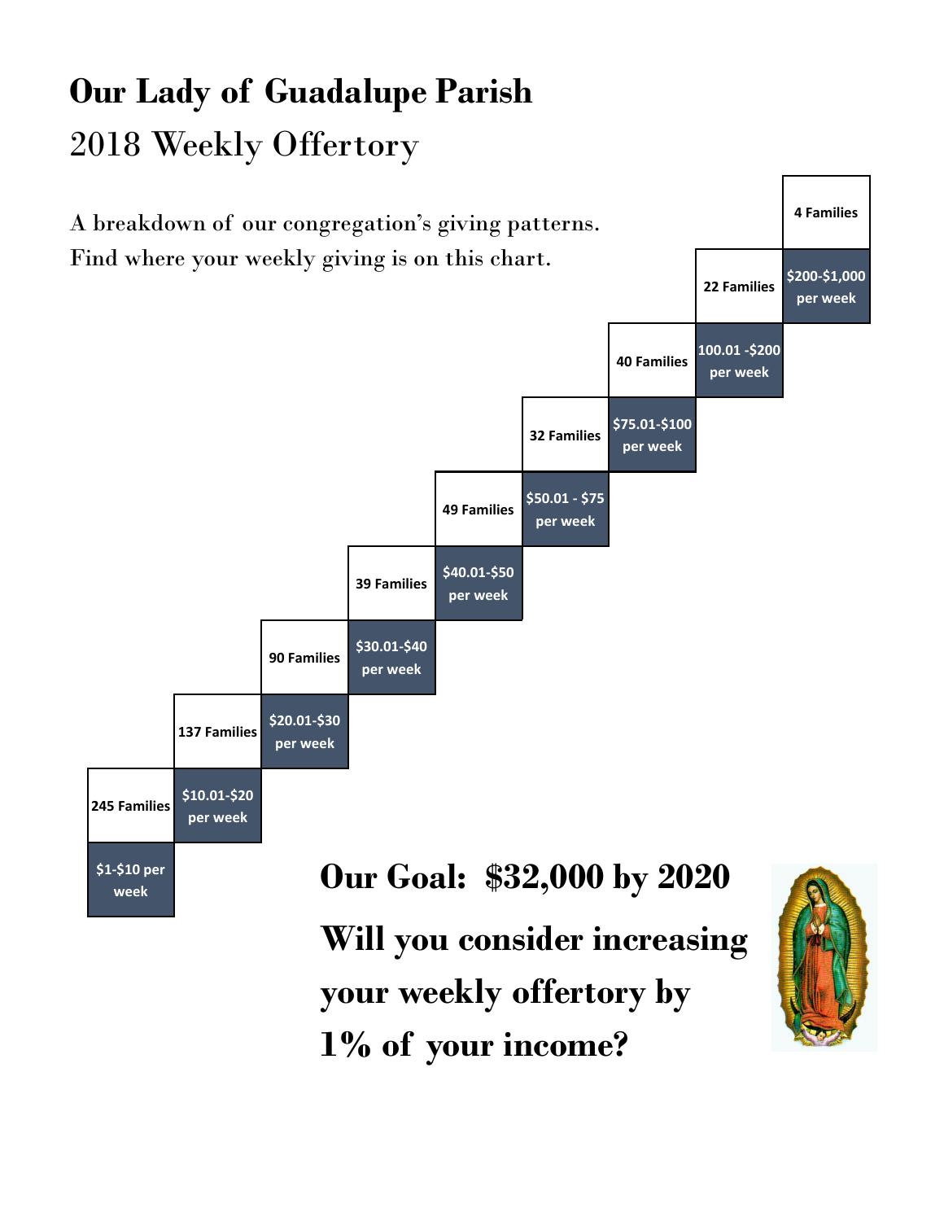# Our Lady of Guadalupe Parish

## 2018 Weekly Offertory

A breakdown of our congregation's giving patterns.
Find where your weekly giving is on this chart.

4 Families
$200-$1,000 per week

22 Families
100.01 -$200 per week

40 Families
$75.01-$100 per week

32 Families
$50.01 - $75 per week

49 Families
$40.01-$50 per week

39 Families
$30.01-$40 per week

90 Families
$20.01-$30 per week

137 Families
$10.01-$20 per week

245 Families
$1-$10 per week

**Our Goal: $32,000 by 2020**

**Will you consider increasing your weekly offertory by 1% of your income?**